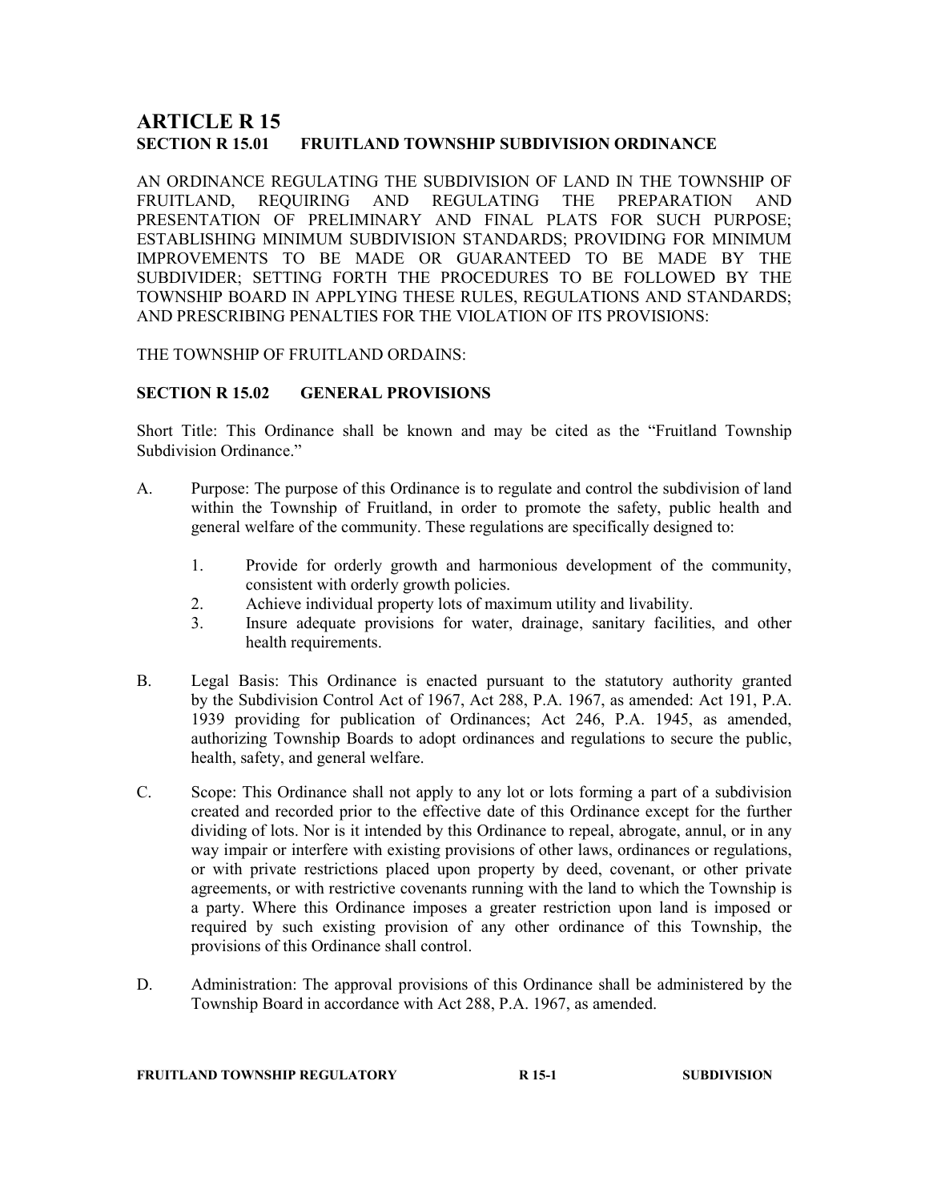# ARTICLE R 15

## SECTION R 15.01 FRUITLAND TOWNSHIP SUBDIVISION ORDINANCE

AN ORDINANCE REGULATING THE SUBDIVISION OF LAND IN THE TOWNSHIP OF FRUITLAND, REQUIRING AND REGULATING THE PREPARATION AND PRESENTATION OF PRELIMINARY AND FINAL PLATS FOR SUCH PURPOSE; ESTABLISHING MINIMUM SUBDIVISION STANDARDS; PROVIDING FOR MINIMUM IMPROVEMENTS TO BE MADE OR GUARANTEED TO BE MADE BY THE SUBDIVIDER; SETTING FORTH THE PROCEDURES TO BE FOLLOWED BY THE TOWNSHIP BOARD IN APPLYING THESE RULES, REGULATIONS AND STANDARDS; AND PRESCRIBING PENALTIES FOR THE VIOLATION OF ITS PROVISIONS:

THE TOWNSHIP OF FRUITLAND ORDAINS:

## SECTION R 15.02 GENERAL PROVISIONS

Short Title: This Ordinance shall be known and may be cited as the "Fruitland Township Subdivision Ordinance."

A. Purpose: The purpose of this Ordinance is to regulate and control the subdivision of land within the Township of Fruitland, in order to promote the safety, public health and general welfare of the community. These regulations are specifically designed to:

   1. Provide for orderly growth and harmonious development of the community, consistent with orderly growth policies.
   2. Achieve individual property lots of maximum utility and livability.
   3. Insure adequate provisions for water, drainage, sanitary facilities, and other health requirements.

B. Legal Basis: This Ordinance is enacted pursuant to the statutory authority granted by the Subdivision Control Act of 1967, Act 288, P.A. 1967, as amended: Act 191, P.A. 1939 providing for publication of Ordinances; Act 246, P.A. 1945, as amended, authorizing Township Boards to adopt ordinances and regulations to secure the public, health, safety, and general welfare.

C. Scope: This Ordinance shall not apply to any lot or lots forming a part of a subdivision created and recorded prior to the effective date of this Ordinance except for the further dividing of lots. Nor is it intended by this Ordinance to repeal, abrogate, annul, or in any way impair or interfere with existing provisions of other laws, ordinances or regulations, or with private restrictions placed upon property by deed, covenant, or other private agreements, or with restrictive covenants running with the land to which the Township is a party. Where this Ordinance imposes a greater restriction upon land is imposed or required by such existing provision of any other ordinance of this Township, the provisions of this Ordinance shall control.

D. Administration: The approval provisions of this Ordinance shall be administered by the Township Board in accordance with Act 288, P.A. 1967, as amended.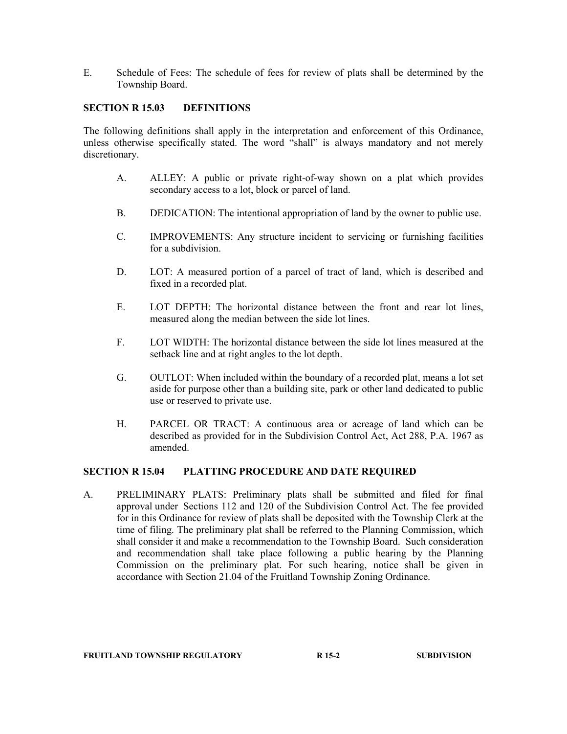E. Schedule of Fees: The schedule of fees for review of plats shall be determined by the Township Board.

## SECTION R 15.03 DEFINITIONS

The following definitions shall apply in the interpretation and enforcement of this Ordinance, unless otherwise specifically stated. The word "shall" is always mandatory and not merely discretionary.

A. ALLEY: A public or private right-of-way shown on a plat which provides secondary access to a lot, block or parcel of land.

B. DEDICATION: The intentional appropriation of land by the owner to public use.

C. IMPROVEMENTS: Any structure incident to servicing or furnishing facilities for a subdivision.

D. LOT: A measured portion of a parcel of tract of land, which is described and fixed in a recorded plat.

E. LOT DEPTH: The horizontal distance between the front and rear lot lines, measured along the median between the side lot lines.

F. LOT WIDTH: The horizontal distance between the side lot lines measured at the setback line and at right angles to the lot depth.

G. OUTLOT: When included within the boundary of a recorded plat, means a lot set aside for purpose other than a building site, park or other land dedicated to public use or reserved to private use.

H. PARCEL OR TRACT: A continuous area or acreage of land which can be described as provided for in the Subdivision Control Act, Act 288, P.A. 1967 as amended.

## SECTION R 15.04 PLATTING PROCEDURE AND DATE REQUIRED

A. PRELIMINARY PLATS: Preliminary plats shall be submitted and filed for final approval under Sections 112 and 120 of the Subdivision Control Act. The fee provided for in this Ordinance for review of plats shall be deposited with the Township Clerk at the time of filing. The preliminary plat shall be referred to the Planning Commission, which shall consider it and make a recommendation to the Township Board. Such consideration and recommendation shall take place following a public hearing by the Planning Commission on the preliminary plat. For such hearing, notice shall be given in accordance with Section 21.04 of the Fruitland Township Zoning Ordinance.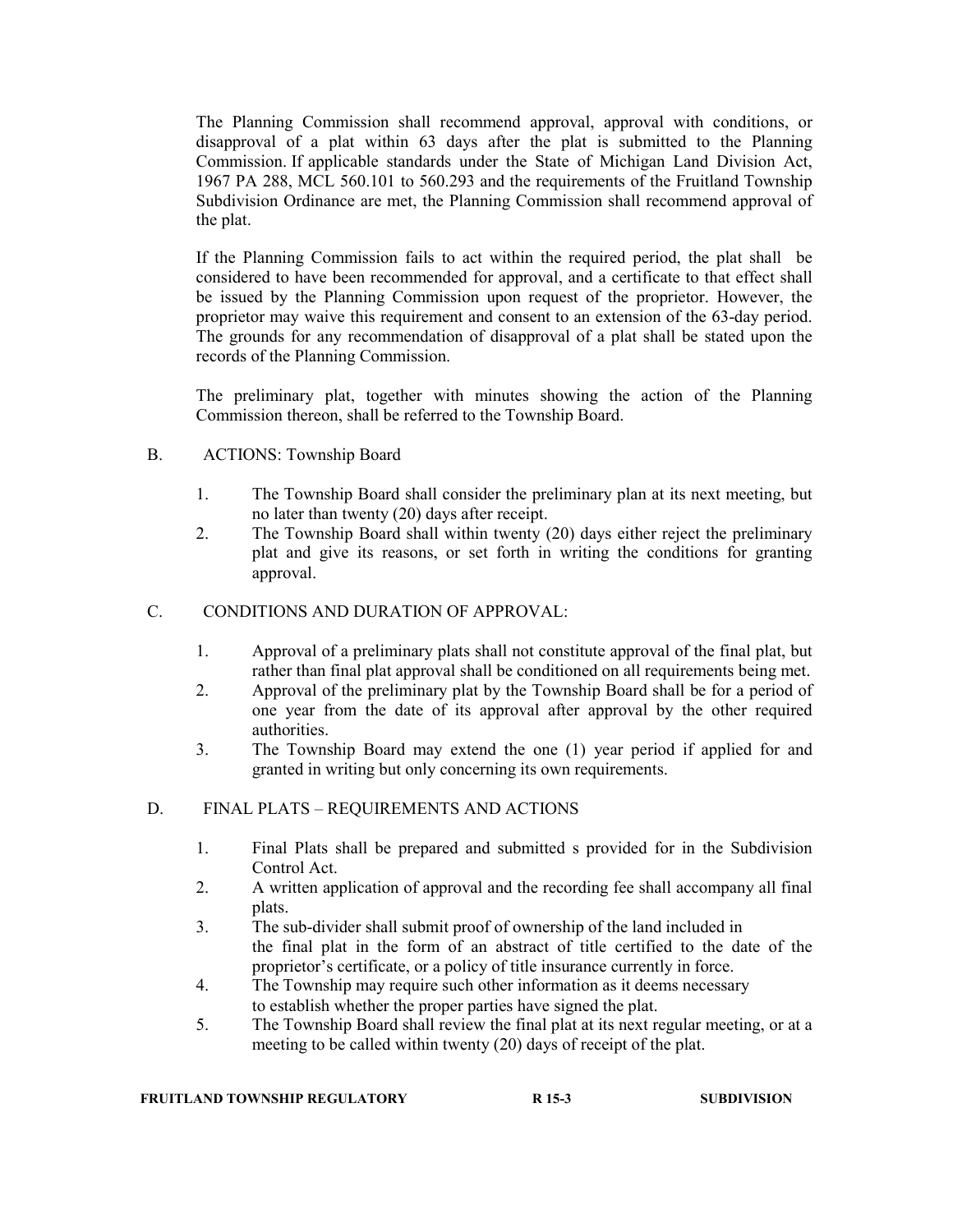The Planning Commission shall recommend approval, approval with conditions, or disapproval of a plat within 63 days after the plat is submitted to the Planning Commission. If applicable standards under the State of Michigan Land Division Act, 1967 PA 288, MCL 560.101 to 560.293 and the requirements of the Fruitland Township Subdivision Ordinance are met, the Planning Commission shall recommend approval of the plat.

If the Planning Commission fails to act within the required period, the plat shall be considered to have been recommended for approval, and a certificate to that effect shall be issued by the Planning Commission upon request of the proprietor. However, the proprietor may waive this requirement and consent to an extension of the 63-day period. The grounds for any recommendation of disapproval of a plat shall be stated upon the records of the Planning Commission.

The preliminary plat, together with minutes showing the action of the Planning Commission thereon, shall be referred to the Township Board.

B. ACTIONS: Township Board

1. The Township Board shall consider the preliminary plan at its next meeting, but no later than twenty (20) days after receipt.
2. The Township Board shall within twenty (20) days either reject the preliminary plat and give its reasons, or set forth in writing the conditions for granting approval.

C. CONDITIONS AND DURATION OF APPROVAL:

1. Approval of a preliminary plats shall not constitute approval of the final plat, but rather than final plat approval shall be conditioned on all requirements being met.
2. Approval of the preliminary plat by the Township Board shall be for a period of one year from the date of its approval after approval by the other required authorities.
3. The Township Board may extend the one (1) year period if applied for and granted in writing but only concerning its own requirements.

D. FINAL PLATS – REQUIREMENTS AND ACTIONS

1. Final Plats shall be prepared and submitted s provided for in the Subdivision Control Act.
2. A written application of approval and the recording fee shall accompany all final plats.
3. The sub-divider shall submit proof of ownership of the land included in the final plat in the form of an abstract of title certified to the date of the proprietor's certificate, or a policy of title insurance currently in force.
4. The Township may require such other information as it deems necessary to establish whether the proper parties have signed the plat.
5. The Township Board shall review the final plat at its next regular meeting, or at a meeting to be called within twenty (20) days of receipt of the plat.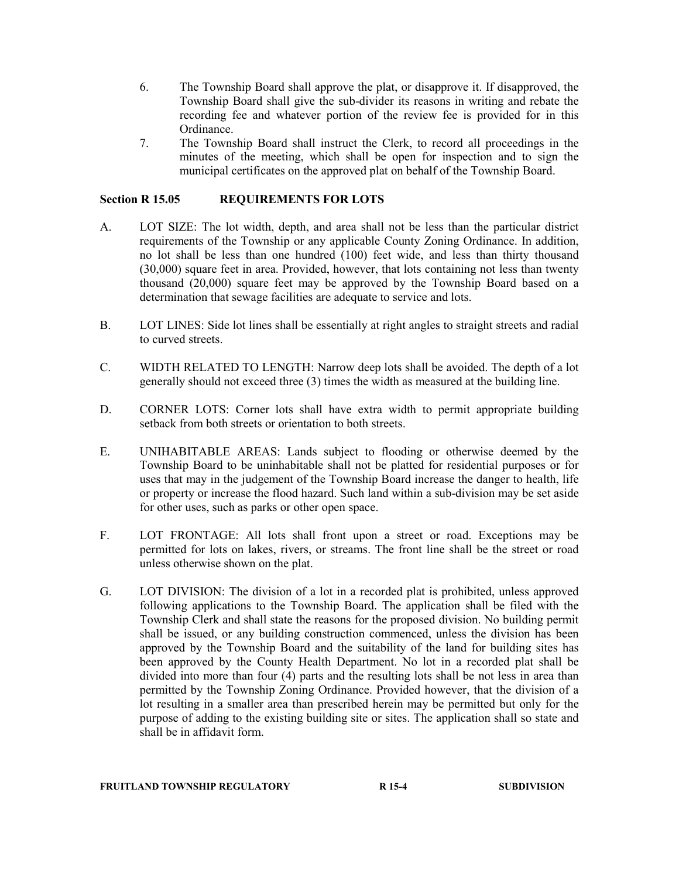6. The Township Board shall approve the plat, or disapprove it. If disapproved, the Township Board shall give the sub-divider its reasons in writing and rebate the recording fee and whatever portion of the review fee is provided for in this Ordinance.
7. The Township Board shall instruct the Clerk, to record all proceedings in the minutes of the meeting, which shall be open for inspection and to sign the municipal certificates on the approved plat on behalf of the Township Board.

## Section R 15.05 REQUIREMENTS FOR LOTS

A. LOT SIZE: The lot width, depth, and area shall not be less than the particular district requirements of the Township or any applicable County Zoning Ordinance. In addition, no lot shall be less than one hundred (100) feet wide, and less than thirty thousand (30,000) square feet in area. Provided, however, that lots containing not less than twenty thousand (20,000) square feet may be approved by the Township Board based on a determination that sewage facilities are adequate to service and lots.

B. LOT LINES: Side lot lines shall be essentially at right angles to straight streets and radial to curved streets.

C. WIDTH RELATED TO LENGTH: Narrow deep lots shall be avoided. The depth of a lot generally should not exceed three (3) times the width as measured at the building line.

D. CORNER LOTS: Corner lots shall have extra width to permit appropriate building setback from both streets or orientation to both streets.

E. UNIHABITABLE AREAS: Lands subject to flooding or otherwise deemed by the Township Board to be uninhabitable shall not be platted for residential purposes or for uses that may in the judgement of the Township Board increase the danger to health, life or property or increase the flood hazard. Such land within a sub-division may be set aside for other uses, such as parks or other open space.

F. LOT FRONTAGE: All lots shall front upon a street or road. Exceptions may be permitted for lots on lakes, rivers, or streams. The front line shall be the street or road unless otherwise shown on the plat.

G. LOT DIVISION: The division of a lot in a recorded plat is prohibited, unless approved following applications to the Township Board. The application shall be filed with the Township Clerk and shall state the reasons for the proposed division. No building permit shall be issued, or any building construction commenced, unless the division has been approved by the Township Board and the suitability of the land for building sites has been approved by the County Health Department. No lot in a recorded plat shall be divided into more than four (4) parts and the resulting lots shall be not less in area than permitted by the Township Zoning Ordinance. Provided however, that the division of a lot resulting in a smaller area than prescribed herein may be permitted but only for the purpose of adding to the existing building site or sites. The application shall so state and shall be in affidavit form.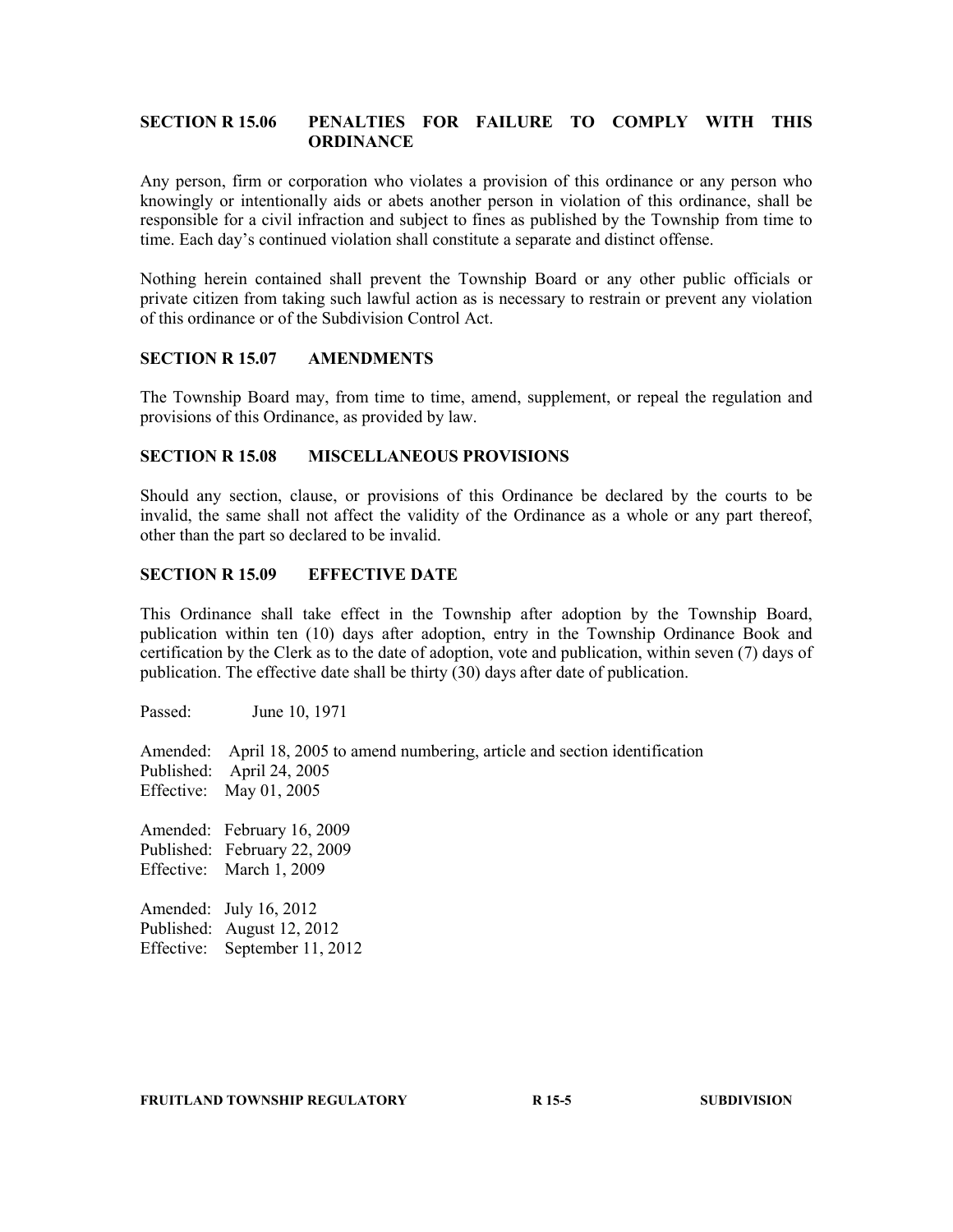## SECTION R 15.06 PENALTIES FOR FAILURE TO COMPLY WITH THIS ORDINANCE

Any person, firm or corporation who violates a provision of this ordinance or any person who knowingly or intentionally aids or abets another person in violation of this ordinance, shall be responsible for a civil infraction and subject to fines as published by the Township from time to time. Each day's continued violation shall constitute a separate and distinct offense.

Nothing herein contained shall prevent the Township Board or any other public officials or private citizen from taking such lawful action as is necessary to restrain or prevent any violation of this ordinance or of the Subdivision Control Act.

## SECTION R 15.07 AMENDMENTS

The Township Board may, from time to time, amend, supplement, or repeal the regulation and provisions of this Ordinance, as provided by law.

## SECTION R 15.08 MISCELLANEOUS PROVISIONS

Should any section, clause, or provisions of this Ordinance be declared by the courts to be invalid, the same shall not affect the validity of the Ordinance as a whole or any part thereof, other than the part so declared to be invalid.

## SECTION R 15.09 EFFECTIVE DATE

This Ordinance shall take effect in the Township after adoption by the Township Board, publication within ten (10) days after adoption, entry in the Township Ordinance Book and certification by the Clerk as to the date of adoption, vote and publication, within seven (7) days of publication. The effective date shall be thirty (30) days after date of publication.

Passed: June 10, 1971

Amended: April 18, 2005 to amend numbering, article and section identification
Published: April 24, 2005
Effective: May 01, 2005

Amended: February 16, 2009
Published: February 22, 2009
Effective: March 1, 2009

Amended: July 16, 2012
Published: August 12, 2012
Effective: September 11, 2012